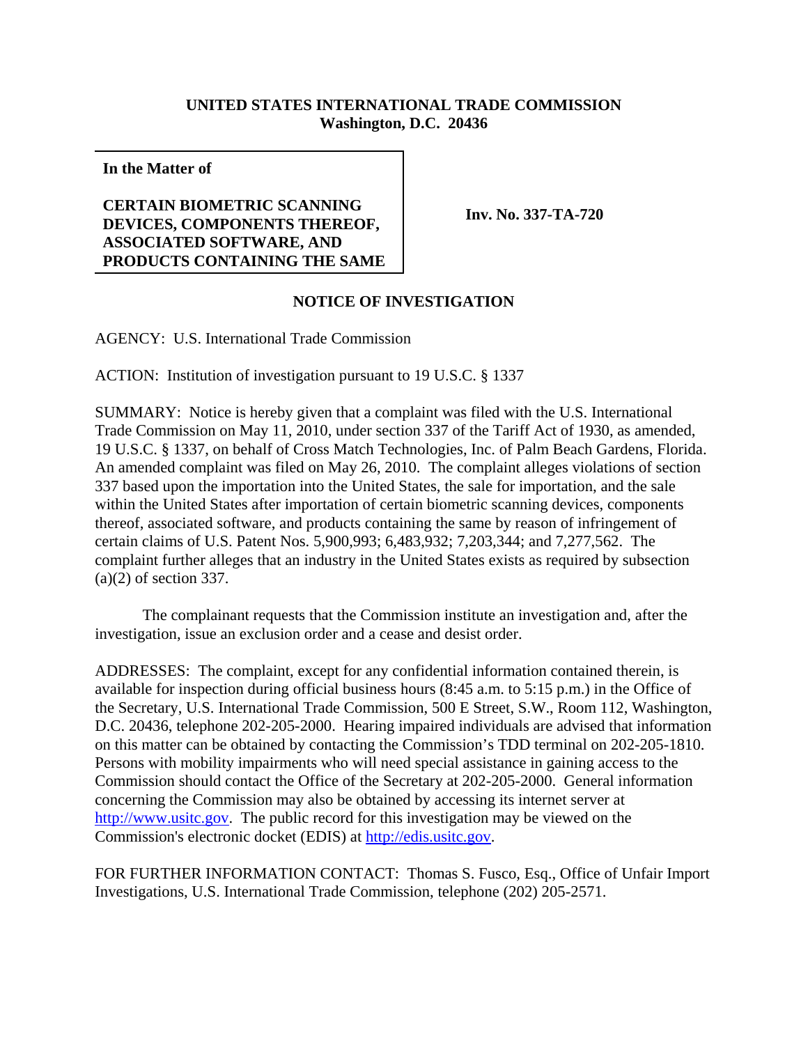**UNITED STATES INTERNATIONAL TRADE COMMISSION**
**Washington, D.C. 20436**

| **In the Matter of** **CERTAIN BIOMETRIC SCANNING DEVICES, COMPONENTS THEREOF, ASSOCIATED SOFTWARE, AND PRODUCTS CONTAINING THE SAME** | **Inv. No. 337-TA-720** |
|---|---|

**NOTICE OF INVESTIGATION**

AGENCY: U.S. International Trade Commission

ACTION: Institution of investigation pursuant to 19 U.S.C. § 1337

SUMMARY: Notice is hereby given that a complaint was filed with the U.S. International Trade Commission on May 11, 2010, under section 337 of the Tariff Act of 1930, as amended, 19 U.S.C. § 1337, on behalf of Cross Match Technologies, Inc. of Palm Beach Gardens, Florida. An amended complaint was filed on May 26, 2010. The complaint alleges violations of section 337 based upon the importation into the United States, the sale for importation, and the sale within the United States after importation of certain biometric scanning devices, components thereof, associated software, and products containing the same by reason of infringement of certain claims of U.S. Patent Nos. 5,900,993; 6,483,932; 7,203,344; and 7,277,562. The complaint further alleges that an industry in the United States exists as required by subsection (a)(2) of section 337.

The complainant requests that the Commission institute an investigation and, after the investigation, issue an exclusion order and a cease and desist order.

ADDRESSES: The complaint, except for any confidential information contained therein, is available for inspection during official business hours (8:45 a.m. to 5:15 p.m.) in the Office of the Secretary, U.S. International Trade Commission, 500 E Street, S.W., Room 112, Washington, D.C. 20436, telephone 202-205-2000. Hearing impaired individuals are advised that information on this matter can be obtained by contacting the Commission's TDD terminal on 202-205-1810. Persons with mobility impairments who will need special assistance in gaining access to the Commission should contact the Office of the Secretary at 202-205-2000. General information concerning the Commission may also be obtained by accessing its internet server at http://www.usitc.gov. The public record for this investigation may be viewed on the Commission's electronic docket (EDIS) at http://edis.usitc.gov.

FOR FURTHER INFORMATION CONTACT: Thomas S. Fusco, Esq., Office of Unfair Import Investigations, U.S. International Trade Commission, telephone (202) 205-2571.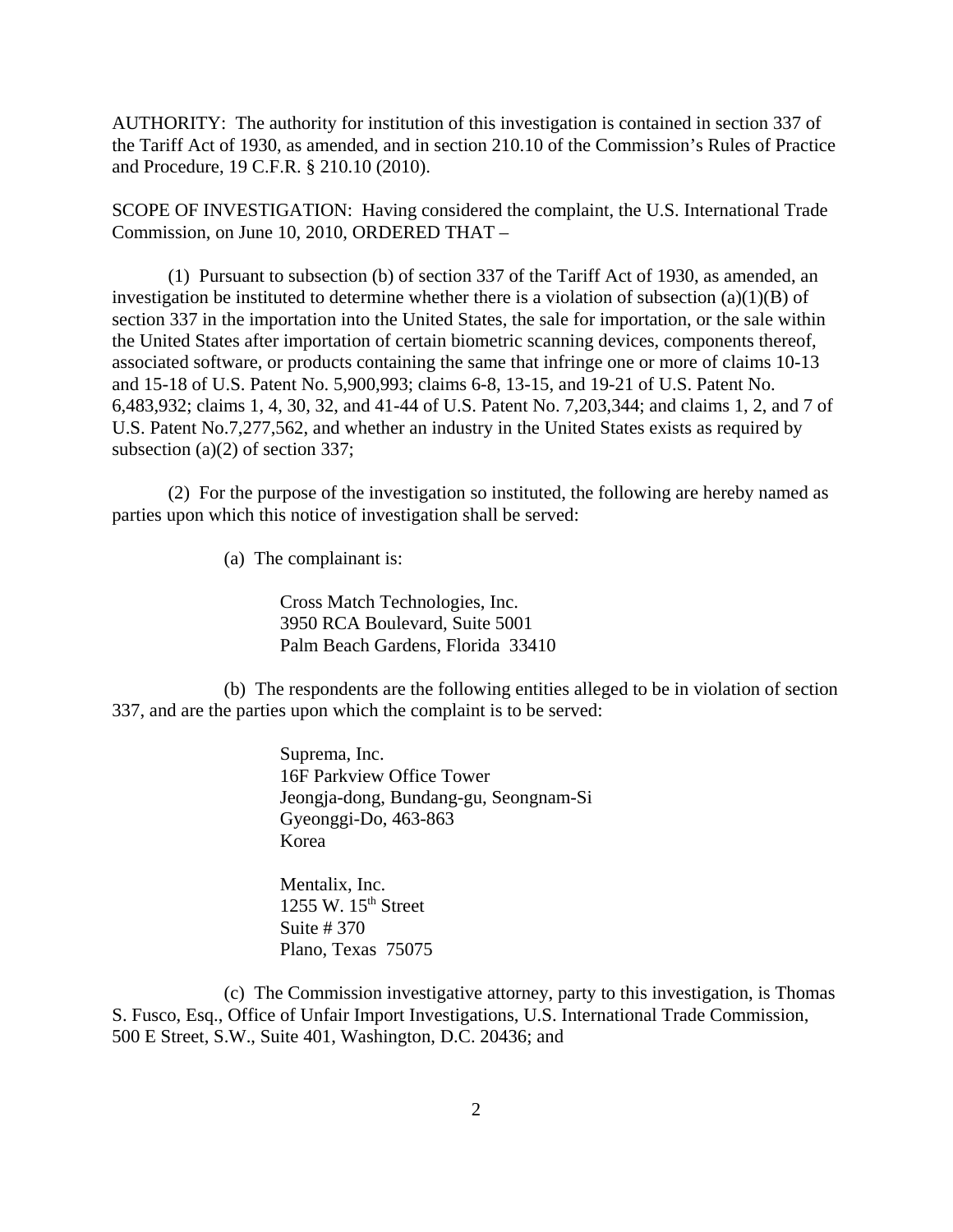AUTHORITY: The authority for institution of this investigation is contained in section 337 of the Tariff Act of 1930, as amended, and in section 210.10 of the Commission's Rules of Practice and Procedure, 19 C.F.R. § 210.10 (2010).

SCOPE OF INVESTIGATION: Having considered the complaint, the U.S. International Trade Commission, on June 10, 2010, ORDERED THAT –

(1) Pursuant to subsection (b) of section 337 of the Tariff Act of 1930, as amended, an investigation be instituted to determine whether there is a violation of subsection (a)(1)(B) of section 337 in the importation into the United States, the sale for importation, or the sale within the United States after importation of certain biometric scanning devices, components thereof, associated software, or products containing the same that infringe one or more of claims 10-13 and 15-18 of U.S. Patent No. 5,900,993; claims 6-8, 13-15, and 19-21 of U.S. Patent No. 6,483,932; claims 1, 4, 30, 32, and 41-44 of U.S. Patent No. 7,203,344; and claims 1, 2, and 7 of U.S. Patent No.7,277,562, and whether an industry in the United States exists as required by subsection (a)(2) of section 337;

(2) For the purpose of the investigation so instituted, the following are hereby named as parties upon which this notice of investigation shall be served:

(a) The complainant is:

Cross Match Technologies, Inc.
3950 RCA Boulevard, Suite 5001
Palm Beach Gardens, Florida 33410

(b) The respondents are the following entities alleged to be in violation of section 337, and are the parties upon which the complaint is to be served:

Suprema, Inc.
16F Parkview Office Tower
Jeongja-dong, Bundang-gu, Seongnam-Si
Gyeonggi-Do, 463-863
Korea

Mentalix, Inc.
1255 W. 15th Street
Suite # 370
Plano, Texas 75075

(c) The Commission investigative attorney, party to this investigation, is Thomas S. Fusco, Esq., Office of Unfair Import Investigations, U.S. International Trade Commission, 500 E Street, S.W., Suite 401, Washington, D.C. 20436; and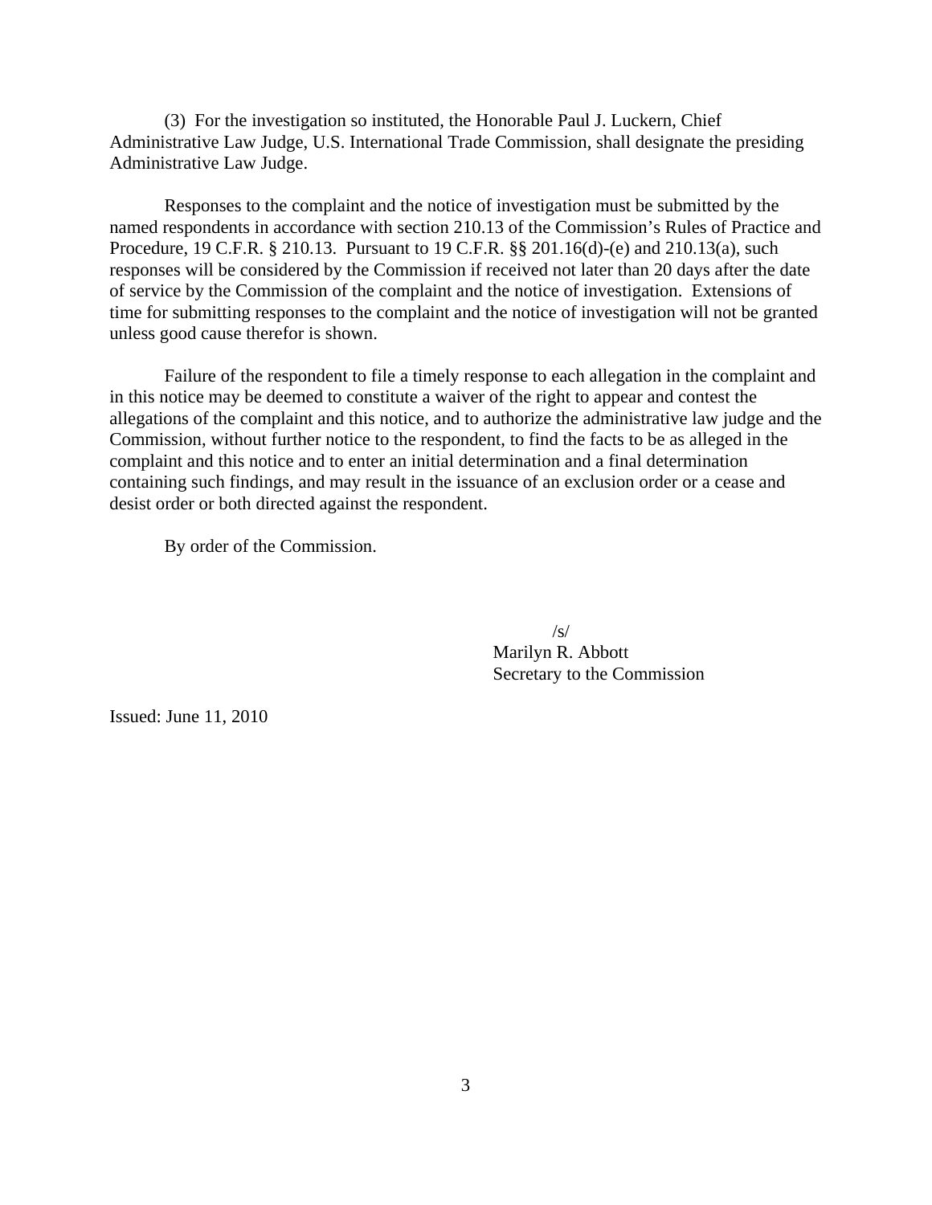(3) For the investigation so instituted, the Honorable Paul J. Luckern, Chief Administrative Law Judge, U.S. International Trade Commission, shall designate the presiding Administrative Law Judge.

Responses to the complaint and the notice of investigation must be submitted by the named respondents in accordance with section 210.13 of the Commission's Rules of Practice and Procedure, 19 C.F.R. § 210.13. Pursuant to 19 C.F.R. §§ 201.16(d)-(e) and 210.13(a), such responses will be considered by the Commission if received not later than 20 days after the date of service by the Commission of the complaint and the notice of investigation. Extensions of time for submitting responses to the complaint and the notice of investigation will not be granted unless good cause therefor is shown.

Failure of the respondent to file a timely response to each allegation in the complaint and in this notice may be deemed to constitute a waiver of the right to appear and contest the allegations of the complaint and this notice, and to authorize the administrative law judge and the Commission, without further notice to the respondent, to find the facts to be as alleged in the complaint and this notice and to enter an initial determination and a final determination containing such findings, and may result in the issuance of an exclusion order or a cease and desist order or both directed against the respondent.

By order of the Commission.

/s/
Marilyn R. Abbott
Secretary to the Commission

Issued: June 11, 2010